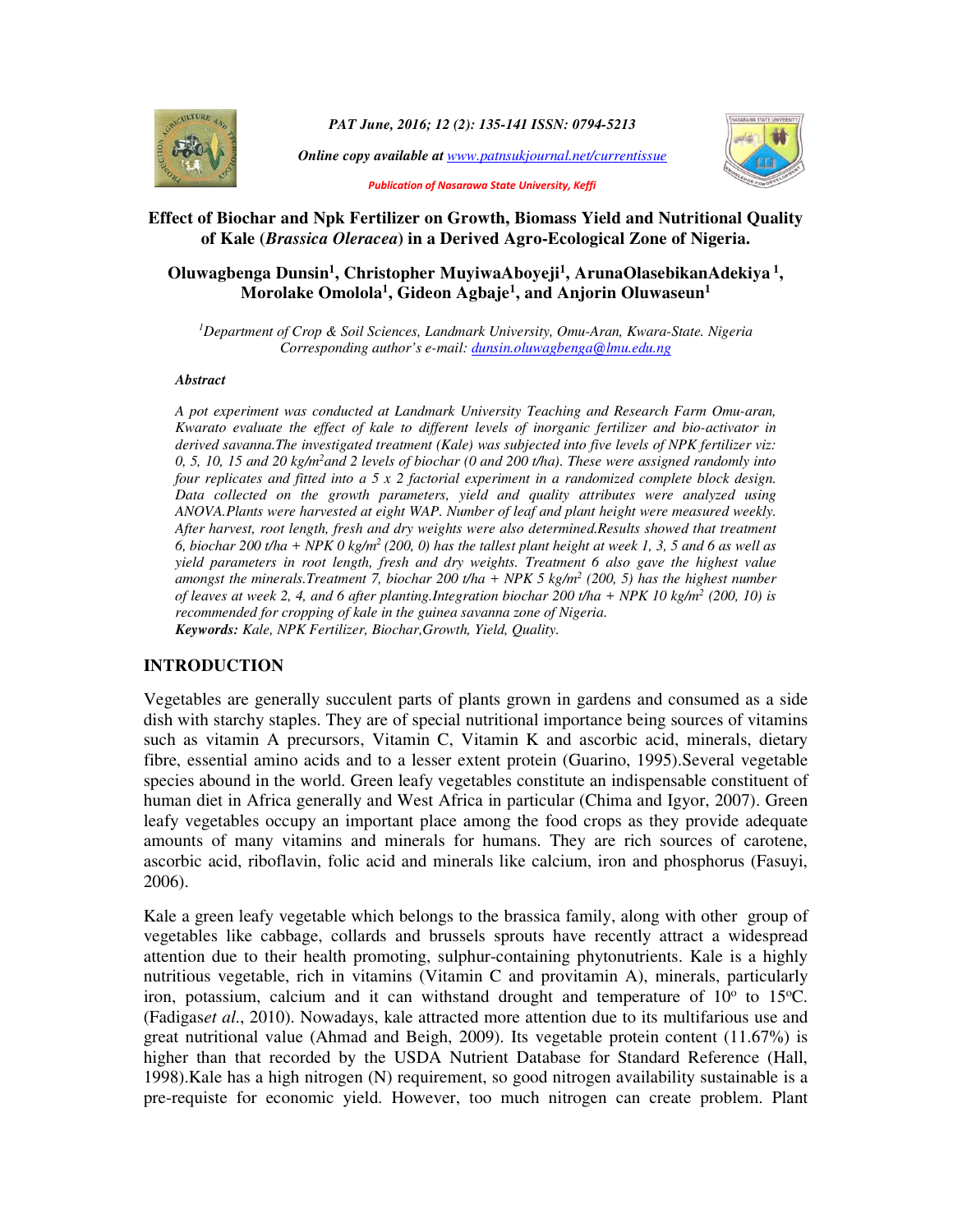Publication of Nasarawa State University, Keffi

# Effect of Biochar and Npk Fertilizer on Growth, Biomass Yield and Nutritional Quality of Kale (*Brassica Oleracea*) in a Derived Agro-Ecological Zone of Nigeria.

**Oluwagbenga Dunsin[1], Christopher MuyiwaAboyeji[1], ArunaOlasebikanAdekiya [1], Morolake Omolola[1], Gideon Agbaje[1], and Anjorin Oluwaseun[1]**

*[1]Department of Crop & Soil Sciences, Landmark University, Omu-Aran, Kwara-State. Nigeria*
*Corresponding author's e-mail: dunsin.oluwagbenga@lmu.edu.ng*

***Abstract***

*A pot experiment was conducted at Landmark University Teaching and Research Farm Omu-aran, Kwarato evaluate the effect of kale to different levels of inorganic fertilizer and bio-activator in derived savanna.The investigated treatment (Kale) was subjected into five levels of NPK fertilizer viz: 0, 5, 10, 15 and 20 kg/m$^2$and 2 levels of biochar (0 and 200 t/ha). These were assigned randomly into four replicates and fitted into a 5 x 2 factorial experiment in a randomized complete block design. Data collected on the growth parameters, yield and quality attributes were analyzed using ANOVA.Plants were harvested at eight WAP. Number of leaf and plant height were measured weekly. After harvest, root length, fresh and dry weights were also determined.Results showed that treatment 6, biochar 200 t/ha + NPK 0 kg/m$^2$ (200, 0) has the tallest plant height at week 1, 3, 5 and 6 as well as yield parameters in root length, fresh and dry weights. Treatment 6 also gave the highest value amongst the minerals.Treatment 7, biochar 200 t/ha + NPK 5 kg/m$^2$ (200, 5) has the highest number of leaves at week 2, 4, and 6 after planting.Integration biochar 200 t/ha + NPK 10 kg/m$^2$ (200, 10) is recommended for cropping of kale in the guinea savanna zone of Nigeria.*
***Keywords:** Kale, NPK Fertilizer, Biochar,Growth, Yield, Quality.*

## INTRODUCTION

Vegetables are generally succulent parts of plants grown in gardens and consumed as a side dish with starchy staples. They are of special nutritional importance being sources of vitamins such as vitamin A precursors, Vitamin C, Vitamin K and ascorbic acid, minerals, dietary fibre, essential amino acids and to a lesser extent protein (Guarino, 1995).Several vegetable species abound in the world. Green leafy vegetables constitute an indispensable constituent of human diet in Africa generally and West Africa in particular (Chima and Igyor, 2007). Green leafy vegetables occupy an important place among the food crops as they provide adequate amounts of many vitamins and minerals for humans. They are rich sources of carotene, ascorbic acid, riboflavin, folic acid and minerals like calcium, iron and phosphorus (Fasuyi, 2006).

Kale a green leafy vegetable which belongs to the brassica family, along with other group of vegetables like cabbage, collards and brussels sprouts have recently attract a widespread attention due to their health promoting, sulphur-containing phytonutrients. Kale is a highly nutritious vegetable, rich in vitamins (Vitamin C and provitamin A), minerals, particularly iron, potassium, calcium and it can withstand drought and temperature of 10$^o$ to 15$^o$C. (Fadigas*et al.*, 2010). Nowadays, kale attracted more attention due to its multifarious use and great nutritional value (Ahmad and Beigh, 2009). Its vegetable protein content (11.67%) is higher than that recorded by the USDA Nutrient Database for Standard Reference (Hall, 1998).Kale has a high nitrogen (N) requirement, so good nitrogen availability sustainable is a pre-requiste for economic yield. However, too much nitrogen can create problem. Plant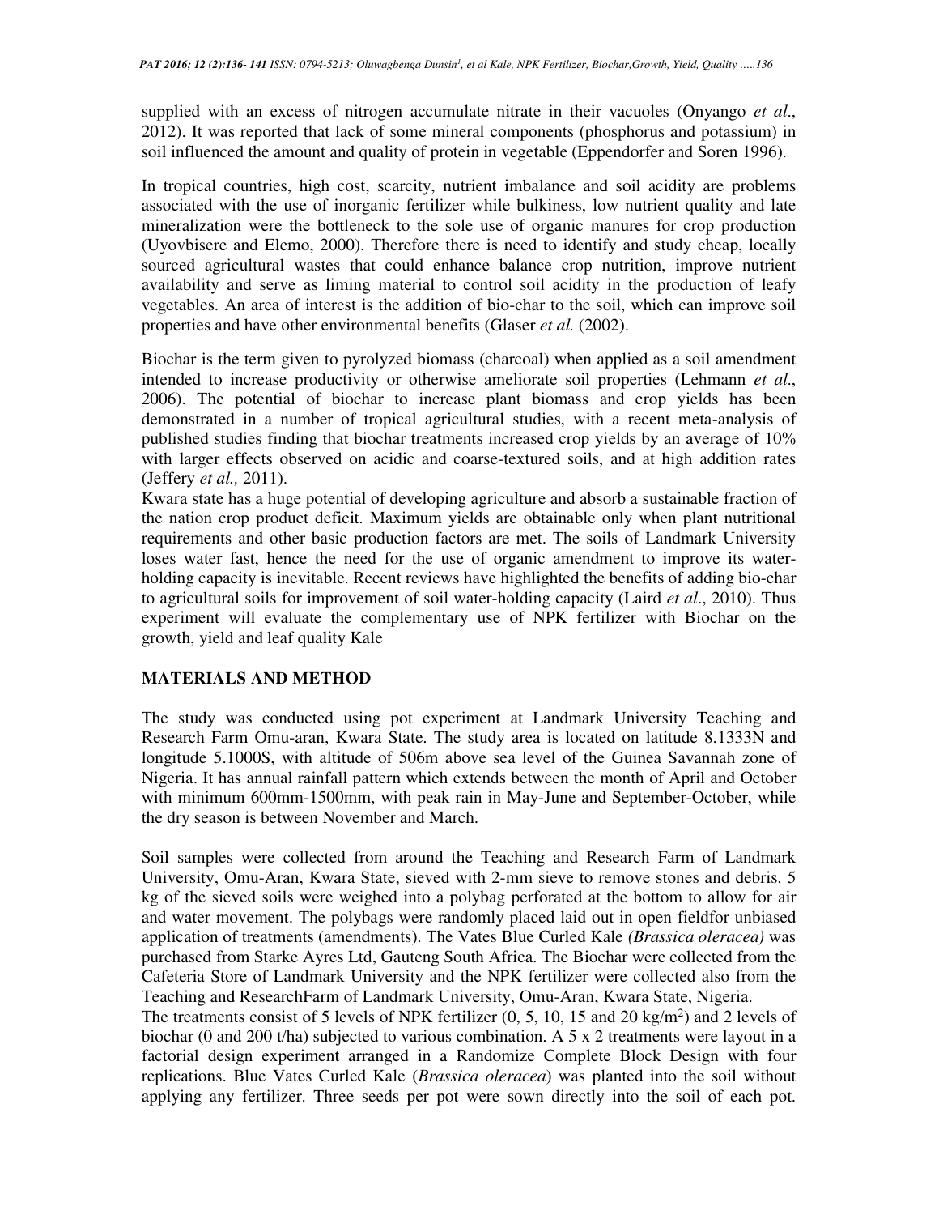supplied with an excess of nitrogen accumulate nitrate in their vacuoles (Onyango *et al*., 2012). It was reported that lack of some mineral components (phosphorus and potassium) in soil influenced the amount and quality of protein in vegetable (Eppendorfer and Soren 1996).

In tropical countries, high cost, scarcity, nutrient imbalance and soil acidity are problems associated with the use of inorganic fertilizer while bulkiness, low nutrient quality and late mineralization were the bottleneck to the sole use of organic manures for crop production (Uyovbisere and Elemo, 2000). Therefore there is need to identify and study cheap, locally sourced agricultural wastes that could enhance balance crop nutrition, improve nutrient availability and serve as liming material to control soil acidity in the production of leafy vegetables. An area of interest is the addition of bio-char to the soil, which can improve soil properties and have other environmental benefits (Glaser *et al.* (2002).

Biochar is the term given to pyrolyzed biomass (charcoal) when applied as a soil amendment intended to increase productivity or otherwise ameliorate soil properties (Lehmann *et al*., 2006). The potential of biochar to increase plant biomass and crop yields has been demonstrated in a number of tropical agricultural studies, with a recent meta-analysis of published studies finding that biochar treatments increased crop yields by an average of 10% with larger effects observed on acidic and coarse-textured soils, and at high addition rates (Jeffery *et al.,* 2011).

Kwara state has a huge potential of developing agriculture and absorb a sustainable fraction of the nation crop product deficit. Maximum yields are obtainable only when plant nutritional requirements and other basic production factors are met. The soils of Landmark University loses water fast, hence the need for the use of organic amendment to improve its water-holding capacity is inevitable. Recent reviews have highlighted the benefits of adding bio-char to agricultural soils for improvement of soil water-holding capacity (Laird *et al*., 2010). Thus experiment will evaluate the complementary use of NPK fertilizer with Biochar on the growth, yield and leaf quality Kale

## MATERIALS AND METHOD

The study was conducted using pot experiment at Landmark University Teaching and Research Farm Omu-aran, Kwara State. The study area is located on latitude 8.1333N and longitude 5.1000S, with altitude of 506m above sea level of the Guinea Savannah zone of Nigeria. It has annual rainfall pattern which extends between the month of April and October with minimum 600mm-1500mm, with peak rain in May-June and September-October, while the dry season is between November and March.

Soil samples were collected from around the Teaching and Research Farm of Landmark University, Omu-Aran, Kwara State, sieved with 2-mm sieve to remove stones and debris. 5 kg of the sieved soils were weighed into a polybag perforated at the bottom to allow for air and water movement. The polybags were randomly placed laid out in open fieldfor unbiased application of treatments (amendments). The Vates Blue Curled Kale *(Brassica oleracea)* was purchased from Starke Ayres Ltd, Gauteng South Africa. The Biochar were collected from the Cafeteria Store of Landmark University and the NPK fertilizer were collected also from the Teaching and ResearchFarm of Landmark University, Omu-Aran, Kwara State, Nigeria.

The treatments consist of 5 levels of NPK fertilizer (0, 5, 10, 15 and 20 kg/m$^2$) and 2 levels of biochar (0 and 200 t/ha) subjected to various combination. A 5 x 2 treatments were layout in a factorial design experiment arranged in a Randomize Complete Block Design with four replications. Blue Vates Curled Kale (*Brassica oleracea*) was planted into the soil without applying any fertilizer. Three seeds per pot were sown directly into the soil of each pot.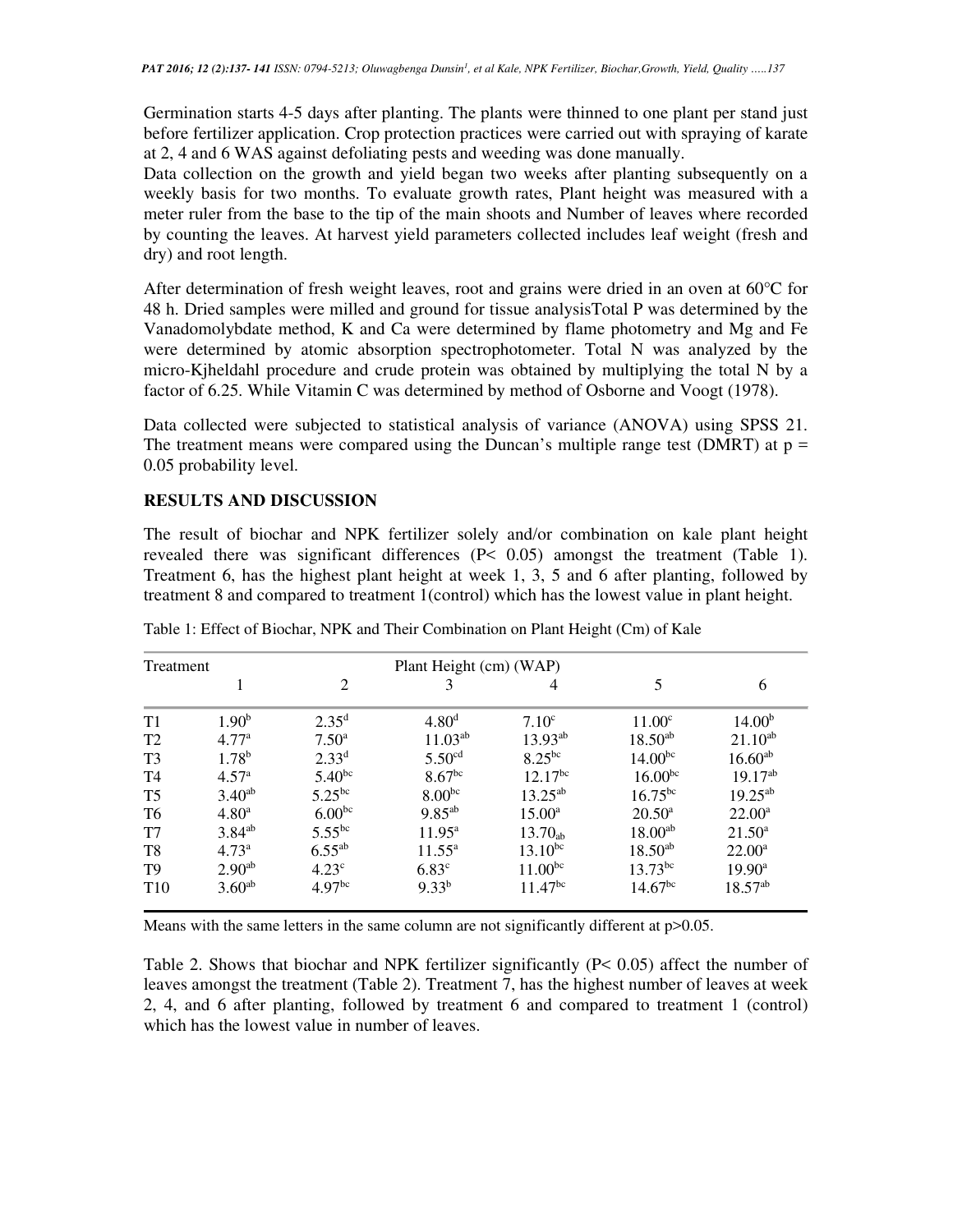Germination starts 4-5 days after planting. The plants were thinned to one plant per stand just before fertilizer application. Crop protection practices were carried out with spraying of karate at 2, 4 and 6 WAS against defoliating pests and weeding was done manually.

Data collection on the growth and yield began two weeks after planting subsequently on a weekly basis for two months. To evaluate growth rates, Plant height was measured with a meter ruler from the base to the tip of the main shoots and Number of leaves where recorded by counting the leaves. At harvest yield parameters collected includes leaf weight (fresh and dry) and root length.

After determination of fresh weight leaves, root and grains were dried in an oven at 60°C for 48 h. Dried samples were milled and ground for tissue analysisTotal P was determined by the Vanadomolybdate method, K and Ca were determined by flame photometry and Mg and Fe were determined by atomic absorption spectrophotometer. Total N was analyzed by the micro-Kjheldahl procedure and crude protein was obtained by multiplying the total N by a factor of 6.25. While Vitamin C was determined by method of Osborne and Voogt (1978).

Data collected were subjected to statistical analysis of variance (ANOVA) using SPSS 21. The treatment means were compared using the Duncan's multiple range test (DMRT) at p = 0.05 probability level.

## RESULTS AND DISCUSSION

The result of biochar and NPK fertilizer solely and/or combination on kale plant height revealed there was significant differences (P< 0.05) amongst the treatment (Table 1). Treatment 6, has the highest plant height at week 1, 3, 5 and 6 after planting, followed by treatment 8 and compared to treatment 1(control) which has the lowest value in plant height.

Table 1: Effect of Biochar, NPK and Their Combination on Plant Height (Cm) of Kale

| Treatment | Plant Height (cm) (WAP) | | | | | |
|---|---|---|---|---|---|---|
| | 1 | 2 | 3 | 4 | 5 | 6 |
| T1 | $1.90^{b}$ | $2.35^{d}$ | $4.80^{d}$ | $7.10^{c}$ | $11.00^{c}$ | $14.00^{b}$ |
| T2 | $4.77^{a}$ | $7.50^{a}$ | $11.03^{ab}$ | $13.93^{ab}$ | $18.50^{ab}$ | $21.10^{ab}$ |
| T3 | $1.78^{b}$ | $2.33^{d}$ | $5.50^{cd}$ | $8.25^{bc}$ | $14.00^{bc}$ | $16.60^{ab}$ |
| T4 | $4.57^{a}$ | $5.40^{bc}$ | $8.67^{bc}$ | $12.17^{bc}$ | $16.00^{bc}$ | $19.17^{ab}$ |
| T5 | $3.40^{ab}$ | $5.25^{bc}$ | $8.00^{bc}$ | $13.25^{ab}$ | $16.75^{bc}$ | $19.25^{ab}$ |
| T6 | $4.80^{a}$ | $6.00^{bc}$ | $9.85^{ab}$ | $15.00^{a}$ | $20.50^{a}$ | $22.00^{a}$ |
| T7 | $3.84^{ab}$ | $5.55^{bc}$ | $11.95^{a}$ | $13.70_{ab}$ | $18.00^{ab}$ | $21.50^{a}$ |
| T8 | $4.73^{a}$ | $6.55^{ab}$ | $11.55^{a}$ | $13.10^{bc}$ | $18.50^{ab}$ | $22.00^{a}$ |
| T9 | $2.90^{ab}$ | $4.23^{c}$ | $6.83^{c}$ | $11.00^{bc}$ | $13.73^{bc}$ | $19.90^{a}$ |
| T10 | $3.60^{ab}$ | $4.97^{bc}$ | $9.33^{b}$ | $11.47^{bc}$ | $14.67^{bc}$ | $18.57^{ab}$ |

Means with the same letters in the same column are not significantly different at p>0.05.

Table 2. Shows that biochar and NPK fertilizer significantly (P< 0.05) affect the number of leaves amongst the treatment (Table 2). Treatment 7, has the highest number of leaves at week 2, 4, and 6 after planting, followed by treatment 6 and compared to treatment 1 (control) which has the lowest value in number of leaves.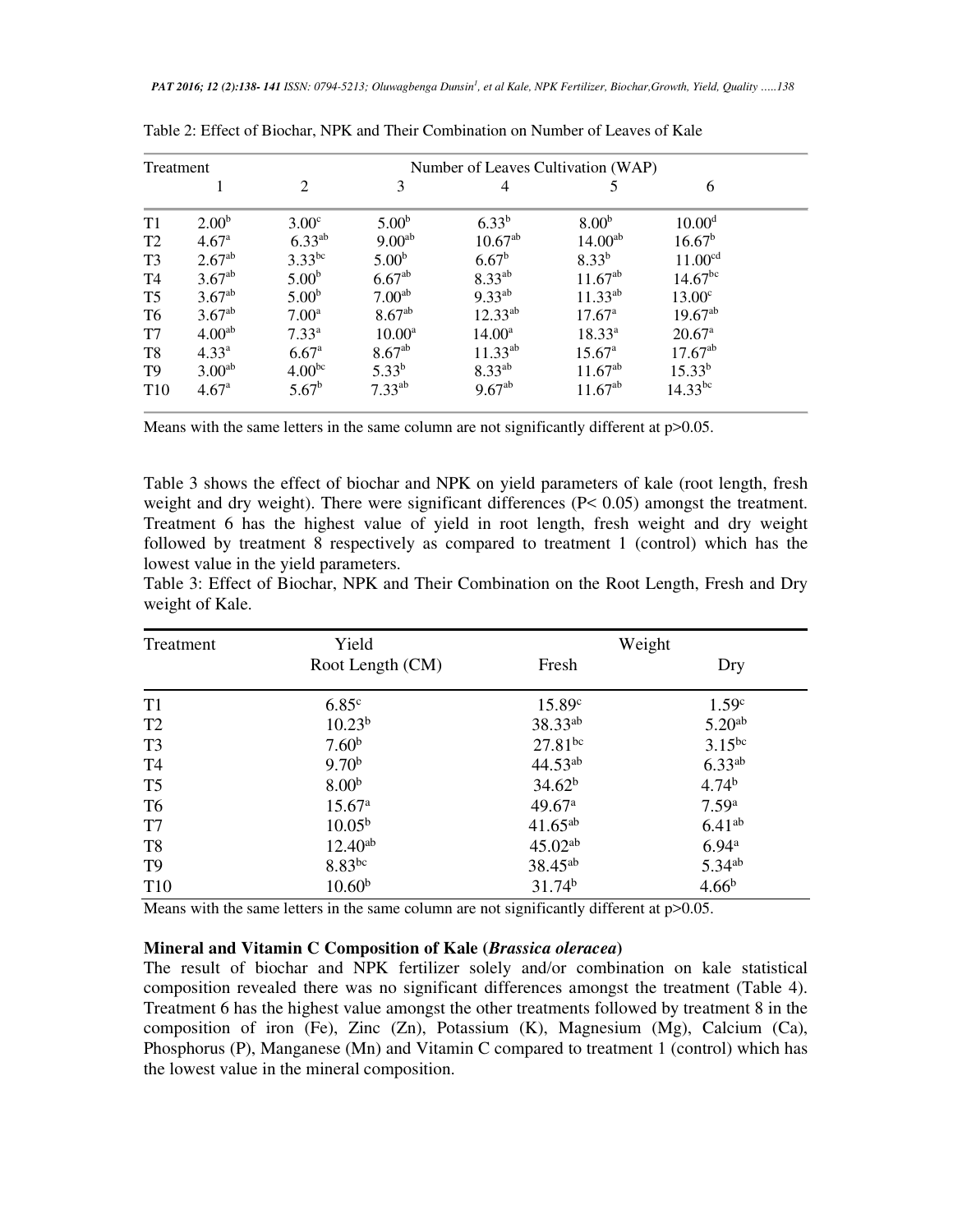Table 2: Effect of Biochar, NPK and Their Combination on Number of Leaves of Kale

| Treatment | Number of Leaves Cultivation (WAP) | | | | | |
|---|---|---|---|---|---|---|
| | 1 | 2 | 3 | 4 | 5 | 6 |
| T1 | 2.00[b] | 3.00[c] | 5.00[b] | 6.33[b] | 8.00[b] | 10.00[d] |
| T2 | 4.67[a] | 6.33[ab] | 9.00[ab] | 10.67[ab] | 14.00[ab] | 16.67[b] |
| T3 | 2.67[ab] | 3.33[bc] | 5.00[b] | 6.67[b] | 8.33[b] | 11.00[cd] |
| T4 | 3.67[ab] | 5.00[b] | 6.67[ab] | 8.33[ab] | 11.67[ab] | 14.67[bc] |
| T5 | 3.67[ab] | 5.00[b] | 7.00[ab] | 9.33[ab] | 11.33[ab] | 13.00[c] |
| T6 | 3.67[ab] | 7.00[a] | 8.67[ab] | 12.33[ab] | 17.67[a] | 19.67[ab] |
| T7 | 4.00[ab] | 7.33[a] | 10.00[a] | 14.00[a] | 18.33[a] | 20.67[a] |
| T8 | 4.33[a] | 6.67[a] | 8.67[ab] | 11.33[ab] | 15.67[a] | 17.67[ab] |
| T9 | 3.00[ab] | 4.00[bc] | 5.33[b] | 8.33[ab] | 11.67[ab] | 15.33[b] |
| T10 | 4.67[a] | 5.67[b] | 7.33[ab] | 9.67[ab] | 11.67[ab] | 14.33[bc] |

Means with the same letters in the same column are not significantly different at p>0.05.

Table 3 shows the effect of biochar and NPK on yield parameters of kale (root length, fresh weight and dry weight). There were significant differences ($P < 0.05$) amongst the treatment. Treatment 6 has the highest value of yield in root length, fresh weight and dry weight followed by treatment 8 respectively as compared to treatment 1 (control) which has the lowest value in the yield parameters.

Table 3: Effect of Biochar, NPK and Their Combination on the Root Length, Fresh and Dry weight of Kale.

| Treatment | Yield | Weight | |
|---|---|---|---|
| | Root Length (CM) | Fresh | Dry |
| T1 | 6.85[c] | 15.89[c] | 1.59[c] |
| T2 | 10.23[b] | 38.33[ab] | 5.20[ab] |
| T3 | 7.60[b] | 27.81[bc] | 3.15[bc] |
| T4 | 9.70[b] | 44.53[ab] | 6.33[ab] |
| T5 | 8.00[b] | 34.62[b] | 4.74[b] |
| T6 | 15.67[a] | 49.67[a] | 7.59[a] |
| T7 | 10.05[b] | 41.65[ab] | 6.41[ab] |
| T8 | 12.40[ab] | 45.02[ab] | 6.94[a] |
| T9 | 8.83[bc] | 38.45[ab] | 5.34[ab] |
| T10 | 10.60[b] | 31.74[b] | 4.66[b] |

Means with the same letters in the same column are not significantly different at p>0.05.

**Mineral and Vitamin C Composition of Kale (*Brassica oleracea*)**

The result of biochar and NPK fertilizer solely and/or combination on kale statistical composition revealed there was no significant differences amongst the treatment (Table 4). Treatment 6 has the highest value amongst the other treatments followed by treatment 8 in the composition of iron (Fe), Zinc (Zn), Potassium (K), Magnesium (Mg), Calcium (Ca), Phosphorus (P), Manganese (Mn) and Vitamin C compared to treatment 1 (control) which has the lowest value in the mineral composition.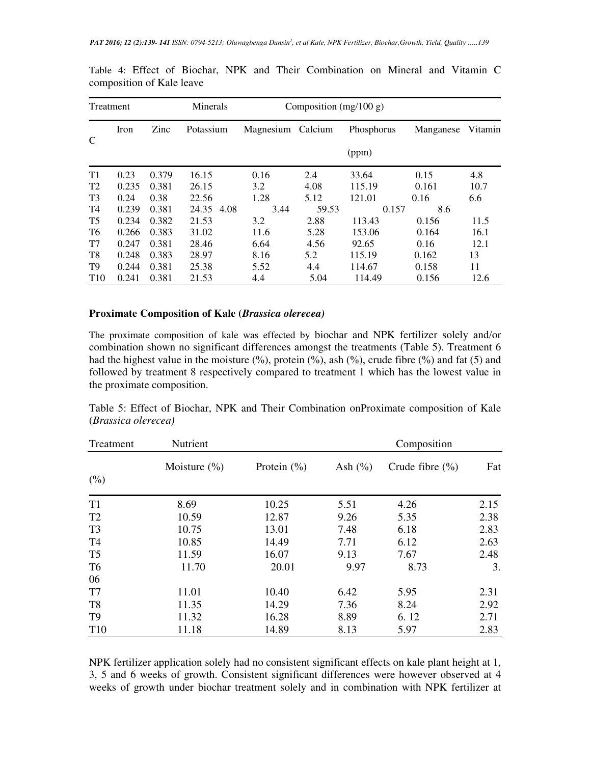Table 4: Effect of Biochar, NPK and Their Combination on Mineral and Vitamin C composition of Kale leave

| Treatment | | | Minerals | | Composition (mg/100 g) | | | |
|---|---|---|---|---|---|---|---|---|
| C | Iron | Zinc | Potassium | Magnesium | Calcium | Phosphorus (ppm) | Manganese | Vitamin |
| T1 | 0.23 | 0.379 | 16.15 | 0.16 | 2.4 | 33.64 | 0.15 | 4.8 |
| T2 | 0.235 | 0.381 | 26.15 | 3.2 | 4.08 | 115.19 | 0.161 | 10.7 |
| T3 | 0.24 | 0.38 | 22.56 | 1.28 | 5.12 | 121.01 | 0.16 | 6.6 |
| T4 | 0.239 | 0.381 | 24.35 4.08 | 3.44 | 59.53 | 0.157 | 8.6 | |
| T5 | 0.234 | 0.382 | 21.53 | 3.2 | 2.88 | 113.43 | 0.156 | 11.5 |
| T6 | 0.266 | 0.383 | 31.02 | 11.6 | 5.28 | 153.06 | 0.164 | 16.1 |
| T7 | 0.247 | 0.381 | 28.46 | 6.64 | 4.56 | 92.65 | 0.16 | 12.1 |
| T8 | 0.248 | 0.383 | 28.97 | 8.16 | 5.2 | 115.19 | 0.162 | 13 |
| T9 | 0.244 | 0.381 | 25.38 | 5.52 | 4.4 | 114.67 | 0.158 | 11 |
| T10 | 0.241 | 0.381 | 21.53 | 4.4 | 5.04 | 114.49 | 0.156 | 12.6 |

**Proximate Composition of Kale (*Brassica olerecea)***

The proximate composition of kale was effected by biochar and NPK fertilizer solely and/or combination shown no significant differences amongst the treatments (Table 5). Treatment 6 had the highest value in the moisture (%), protein (%), ash (%), crude fibre (%) and fat (5) and followed by treatment 8 respectively compared to treatment 1 which has the lowest value in the proximate composition.

Table 5: Effect of Biochar, NPK and Their Combination onProximate composition of Kale (*Brassica olerecea)*

| Treatment | Nutrient | | | Composition | |
|---|---|---|---|---|---|
| (%) | Moisture (%) | Protein (%) | Ash (%) | Crude fibre (%) | Fat |
| T1 | 8.69 | 10.25 | 5.51 | 4.26 | 2.15 |
| T2 | 10.59 | 12.87 | 9.26 | 5.35 | 2.38 |
| T3 | 10.75 | 13.01 | 7.48 | 6.18 | 2.83 |
| T4 | 10.85 | 14.49 | 7.71 | 6.12 | 2.63 |
| T5 | 11.59 | 16.07 | 9.13 | 7.67 | 2.48 |
| T6 | 11.70 | 20.01 | 9.97 | 8.73 | 3.06 |
| T7 | 11.01 | 10.40 | 6.42 | 5.95 | 2.31 |
| T8 | 11.35 | 14.29 | 7.36 | 8.24 | 2.92 |
| T9 | 11.32 | 16.28 | 8.89 | 6. 12 | 2.71 |
| T10 | 11.18 | 14.89 | 8.13 | 5.97 | 2.83 |

NPK fertilizer application solely had no consistent significant effects on kale plant height at 1, 3, 5 and 6 weeks of growth. Consistent significant differences were however observed at 4 weeks of growth under biochar treatment solely and in combination with NPK fertilizer at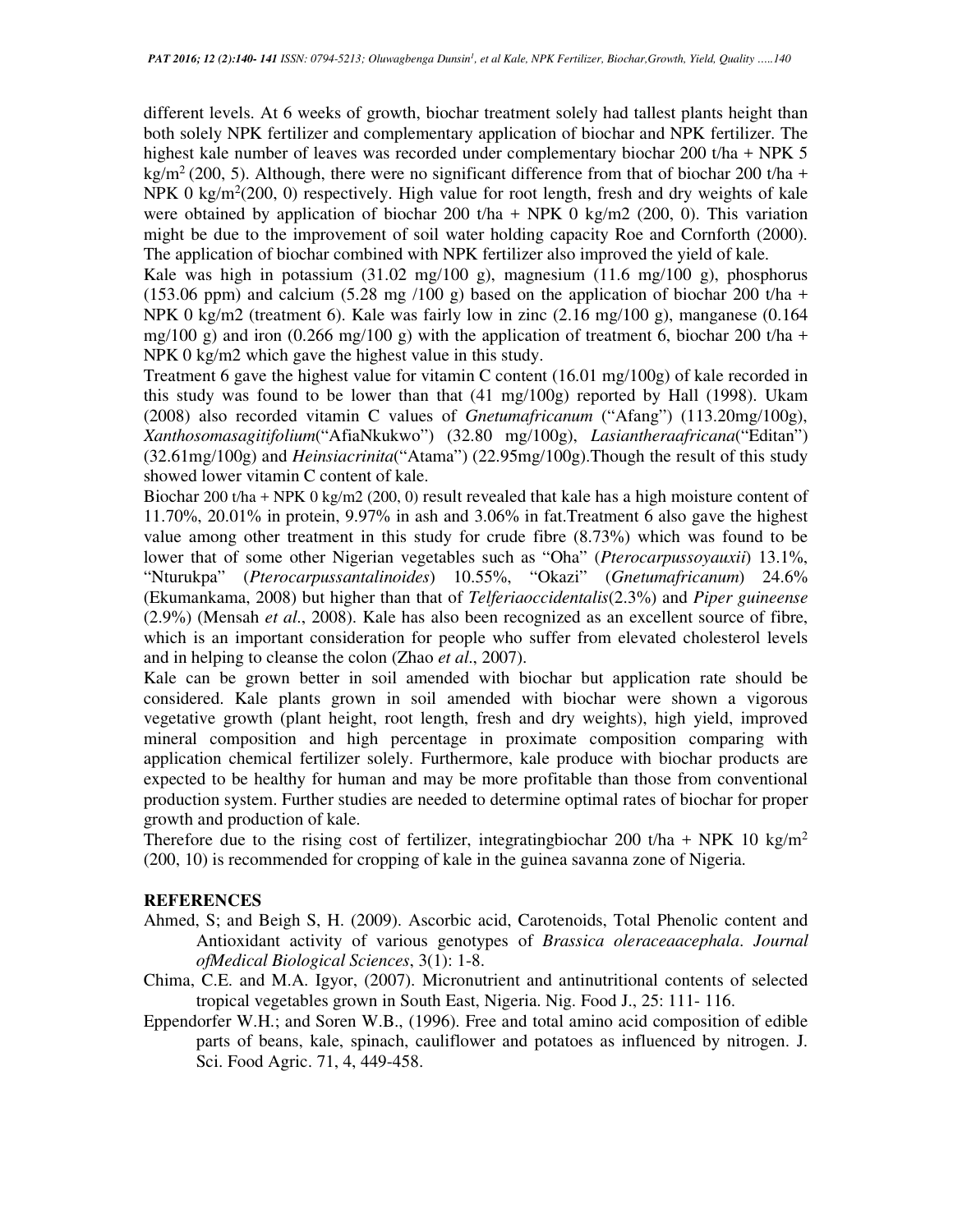different levels. At 6 weeks of growth, biochar treatment solely had tallest plants height than both solely NPK fertilizer and complementary application of biochar and NPK fertilizer. The highest kale number of leaves was recorded under complementary biochar 200 t/ha + NPK 5 kg/m$^2$ (200, 5). Although, there were no significant difference from that of biochar 200 t/ha + NPK 0 kg/m$^2$(200, 0) respectively. High value for root length, fresh and dry weights of kale were obtained by application of biochar 200 t/ha + NPK 0 kg/m2 (200, 0). This variation might be due to the improvement of soil water holding capacity Roe and Cornforth (2000). The application of biochar combined with NPK fertilizer also improved the yield of kale.

Kale was high in potassium (31.02 mg/100 g), magnesium (11.6 mg/100 g), phosphorus (153.06 ppm) and calcium (5.28 mg /100 g) based on the application of biochar 200 t/ha + NPK 0 kg/m2 (treatment 6). Kale was fairly low in zinc (2.16 mg/100 g), manganese (0.164 mg/100 g) and iron (0.266 mg/100 g) with the application of treatment 6, biochar 200 t/ha + NPK 0 kg/m2 which gave the highest value in this study.

Treatment 6 gave the highest value for vitamin C content (16.01 mg/100g) of kale recorded in this study was found to be lower than that (41 mg/100g) reported by Hall (1998). Ukam (2008) also recorded vitamin C values of *Gnetumafricanum* ("Afang") (113.20mg/100g), *Xanthosomasagitifolium*("AfiaNkukwo") (32.80 mg/100g), *Lasiantheraafricana*("Editan") (32.61mg/100g) and *Heinsiacrinita*("Atama") (22.95mg/100g).Though the result of this study showed lower vitamin C content of kale.

Biochar 200 t/ha + NPK 0 kg/m2 (200, 0) result revealed that kale has a high moisture content of 11.70%, 20.01% in protein, 9.97% in ash and 3.06% in fat.Treatment 6 also gave the highest value among other treatment in this study for crude fibre (8.73%) which was found to be lower that of some other Nigerian vegetables such as "Oha" (*Pterocarpussoyauxii*) 13.1%, "Nturukpa" (*Pterocarpussantalinoides*) 10.55%, "Okazi" (*Gnetumafricanum*) 24.6% (Ekumankama, 2008) but higher than that of *Telferiaoccidentalis*(2.3%) and *Piper guineense* (2.9%) (Mensah *et al*., 2008). Kale has also been recognized as an excellent source of fibre, which is an important consideration for people who suffer from elevated cholesterol levels and in helping to cleanse the colon (Zhao *et al*., 2007).

Kale can be grown better in soil amended with biochar but application rate should be considered. Kale plants grown in soil amended with biochar were shown a vigorous vegetative growth (plant height, root length, fresh and dry weights), high yield, improved mineral composition and high percentage in proximate composition comparing with application chemical fertilizer solely. Furthermore, kale produce with biochar products are expected to be healthy for human and may be more profitable than those from conventional production system. Further studies are needed to determine optimal rates of biochar for proper growth and production of kale.

Therefore due to the rising cost of fertilizer, integratingbiochar 200 t/ha + NPK 10 kg/m$^2$ (200, 10) is recommended for cropping of kale in the guinea savanna zone of Nigeria.

## REFERENCES

Ahmed, S; and Beigh S, H. (2009). Ascorbic acid, Carotenoids, Total Phenolic content and Antioxidant activity of various genotypes of *Brassica oleraceaacephala*. *Journal ofMedical Biological Sciences*, 3(1): 1-8.

Chima, C.E. and M.A. Igyor, (2007). Micronutrient and antinutritional contents of selected tropical vegetables grown in South East, Nigeria. Nig. Food J., 25: 111- 116.

Eppendorfer W.H.; and Soren W.B., (1996). Free and total amino acid composition of edible parts of beans, kale, spinach, cauliflower and potatoes as influenced by nitrogen. J. Sci. Food Agric. 71, 4, 449-458.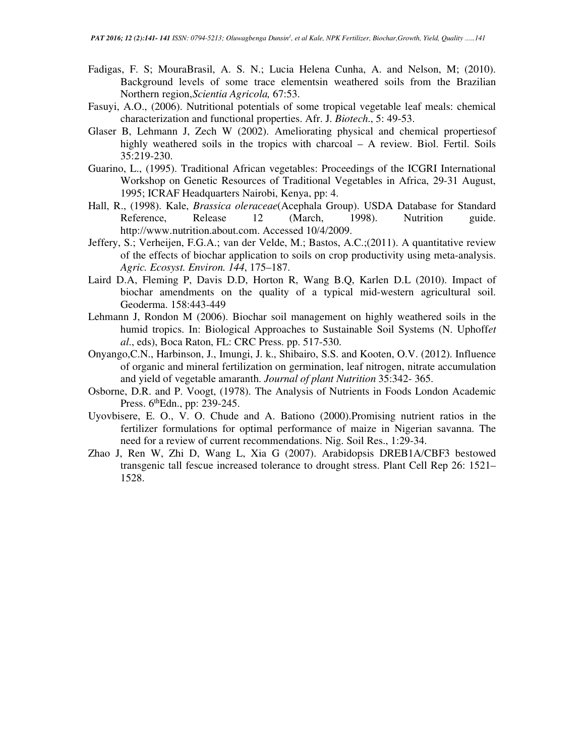Fadigas, F. S; MouraBrasil, A. S. N.; Lucia Helena Cunha, A. and Nelson, M; (2010). Background levels of some trace elementsin weathered soils from the Brazilian Northern region,*Scientia Agricola,* 67:53.

Fasuyi, A.O., (2006). Nutritional potentials of some tropical vegetable leaf meals: chemical characterization and functional properties. Afr. J. *Biotech*., 5: 49-53.

Glaser B, Lehmann J, Zech W (2002). Ameliorating physical and chemical propertiesof highly weathered soils in the tropics with charcoal – A review. Biol. Fertil. Soils 35:219-230.

Guarino, L., (1995). Traditional African vegetables: Proceedings of the ICGRI International Workshop on Genetic Resources of Traditional Vegetables in Africa, 29-31 August, 1995; ICRAF Headquarters Nairobi, Kenya, pp: 4.

Hall, R., (1998). Kale, *Brassica oleraceae*(Acephala Group). USDA Database for Standard Reference, Release 12 (March, 1998). Nutrition guide. http://www.nutrition.about.com. Accessed 10/4/2009.

Jeffery, S.; Verheijen, F.G.A.; van der Velde, M.; Bastos, A.C.;(2011). A quantitative review of the effects of biochar application to soils on crop productivity using meta-analysis. *Agric. Ecosyst. Environ. 144*, 175–187.

Laird D.A, Fleming P, Davis D.D, Horton R, Wang B.Q, Karlen D.L (2010). Impact of biochar amendments on the quality of a typical mid-western agricultural soil. Geoderma. 158:443-449

Lehmann J, Rondon M (2006). Biochar soil management on highly weathered soils in the humid tropics. In: Biological Approaches to Sustainable Soil Systems (N. Uphoff*et al*., eds), Boca Raton, FL: CRC Press. pp. 517-530.

Onyango,C.N., Harbinson, J., Imungi, J. k., Shibairo, S.S. and Kooten, O.V. (2012). Influence of organic and mineral fertilization on germination, leaf nitrogen, nitrate accumulation and yield of vegetable amaranth. *Journal of plant Nutrition* 35:342- 365.

Osborne, D.R. and P. Voogt, (1978). The Analysis of Nutrients in Foods London Academic Press. 6thEdn., pp: 239-245.

Uyovbisere, E. O., V. O. Chude and A. Bationo (2000).Promising nutrient ratios in the fertilizer formulations for optimal performance of maize in Nigerian savanna. The need for a review of current recommendations. Nig. Soil Res., 1:29-34.

Zhao J, Ren W, Zhi D, Wang L, Xia G (2007). Arabidopsis DREB1A/CBF3 bestowed transgenic tall fescue increased tolerance to drought stress. Plant Cell Rep 26: 1521–1528.